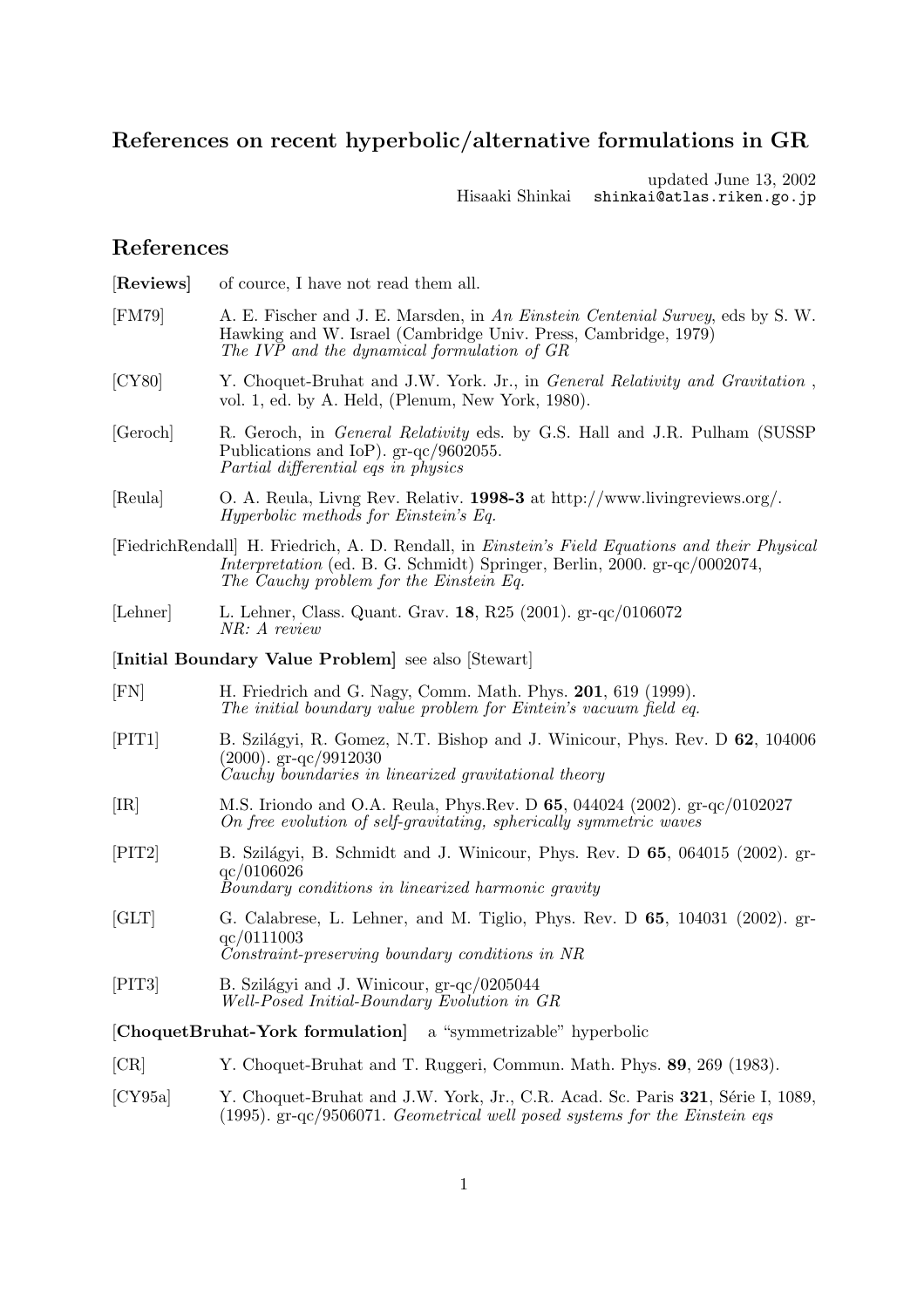## References on recent hyperbolic/alternative formulations in GR

updated June 13, 2002
Hisaaki Shinkai `shinkai@atlas.riken.go.jp`

# References

[**Reviews**] of cource, I have not read them all.

[FM79] A. E. Fischer and J. E. Marsden, in *An Einstein Centenial Survey*, eds by S. W. Hawking and W. Israel (Cambridge Univ. Press, Cambridge, 1979)
*The IVP and the dynamical formulation of GR*

[CY80] Y. Choquet-Bruhat and J.W. York. Jr., in *General Relativity and Gravitation* , vol. 1, ed. by A. Held, (Plenum, New York, 1980).

[Geroch] R. Geroch, in *General Relativity* eds. by G.S. Hall and J.R. Pulham (SUSSP Publications and IoP). gr-qc/9602055.
*Partial differential eqs in physics*

[Reula] O. A. Reula, Livng Rev. Relativ. **1998-3** at http://www.livingreviews.org/.
*Hyperbolic methods for Einstein's Eq.*

[FiedrichRendall] H. Friedrich, A. D. Rendall, in *Einstein's Field Equations and their Physical Interpretation* (ed. B. G. Schmidt) Springer, Berlin, 2000. gr-qc/0002074,
*The Cauchy problem for the Einstein Eq.*

[Lehner] L. Lehner, Class. Quant. Grav. **18**, R25 (2001). gr-qc/0106072
*NR: A review*

[**Initial Boundary Value Problem**] see also [Stewart]

[FN] H. Friedrich and G. Nagy, Comm. Math. Phys. **201**, 619 (1999).
*The initial boundary value problem for Eintein's vacuum field eq.*

[PIT1] B. Szilágyi, R. Gomez, N.T. Bishop and J. Winicour, Phys. Rev. D **62**, 104006 (2000). gr-qc/9912030
*Cauchy boundaries in linearized gravitational theory*

[IR] M.S. Iriondo and O.A. Reula, Phys.Rev. D **65**, 044024 (2002). gr-qc/0102027
*On free evolution of self-gravitating, spherically symmetric waves*

[PIT2] B. Szilágyi, B. Schmidt and J. Winicour, Phys. Rev. D **65**, 064015 (2002). gr-qc/0106026
*Boundary conditions in linearized harmonic gravity*

[GLT] G. Calabrese, L. Lehner, and M. Tiglio, Phys. Rev. D **65**, 104031 (2002). gr-qc/0111003
*Constraint-preserving boundary conditions in NR*

[PIT3] B. Szilágyi and J. Winicour, gr-qc/0205044
*Well-Posed Initial-Boundary Evolution in GR*

[**ChoquetBruhat-York formulation**] a "symmetrizable" hyperbolic

[CR] Y. Choquet-Bruhat and T. Ruggeri, Commun. Math. Phys. **89**, 269 (1983).

[CY95a] Y. Choquet-Bruhat and J.W. York, Jr., C.R. Acad. Sc. Paris **321**, Série I, 1089, (1995). gr-qc/9506071. *Geometrical well posed systems for the Einstein eqs*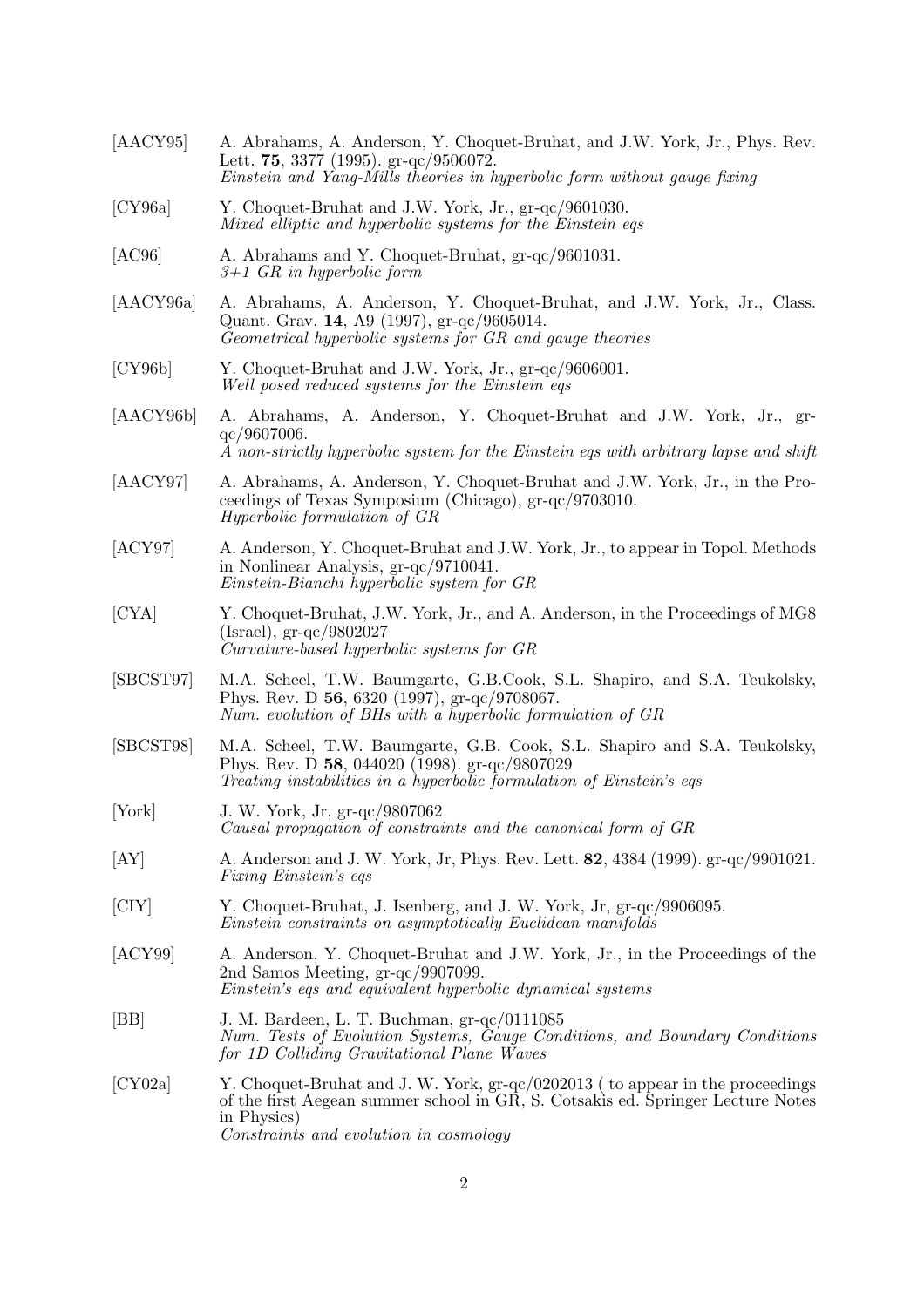[AACY95] A. Abrahams, A. Anderson, Y. Choquet-Bruhat, and J.W. York, Jr., Phys. Rev. Lett. **75**, 3377 (1995). gr-qc/9506072.
*Einstein and Yang-Mills theories in hyperbolic form without gauge fixing*

[CY96a] Y. Choquet-Bruhat and J.W. York, Jr., gr-qc/9601030.
*Mixed elliptic and hyperbolic systems for the Einstein eqs*

[AC96] A. Abrahams and Y. Choquet-Bruhat, gr-qc/9601031.
*3+1 GR in hyperbolic form*

[AACY96a] A. Abrahams, A. Anderson, Y. Choquet-Bruhat, and J.W. York, Jr., Class. Quant. Grav. **14**, A9 (1997), gr-qc/9605014.
*Geometrical hyperbolic systems for GR and gauge theories*

[CY96b] Y. Choquet-Bruhat and J.W. York, Jr., gr-qc/9606001.
*Well posed reduced systems for the Einstein eqs*

[AACY96b] A. Abrahams, A. Anderson, Y. Choquet-Bruhat and J.W. York, Jr., gr-qc/9607006.
*A non-strictly hyperbolic system for the Einstein eqs with arbitrary lapse and shift*

[AACY97] A. Abrahams, A. Anderson, Y. Choquet-Bruhat and J.W. York, Jr., in the Proceedings of Texas Symposium (Chicago), gr-qc/9703010.
*Hyperbolic formulation of GR*

[ACY97] A. Anderson, Y. Choquet-Bruhat and J.W. York, Jr., to appear in Topol. Methods in Nonlinear Analysis, gr-qc/9710041.
*Einstein-Bianchi hyperbolic system for GR*

[CYA] Y. Choquet-Bruhat, J.W. York, Jr., and A. Anderson, in the Proceedings of MG8 (Israel), gr-qc/9802027
*Curvature-based hyperbolic systems for GR*

[SBCST97] M.A. Scheel, T.W. Baumgarte, G.B.Cook, S.L. Shapiro, and S.A. Teukolsky, Phys. Rev. D **56**, 6320 (1997), gr-qc/9708067.
*Num. evolution of BHs with a hyperbolic formulation of GR*

[SBCST98] M.A. Scheel, T.W. Baumgarte, G.B. Cook, S.L. Shapiro and S.A. Teukolsky, Phys. Rev. D **58**, 044020 (1998). gr-qc/9807029
*Treating instabilities in a hyperbolic formulation of Einstein's eqs*

[York] J. W. York, Jr, gr-qc/9807062
*Causal propagation of constraints and the canonical form of GR*

[AY] A. Anderson and J. W. York, Jr, Phys. Rev. Lett. **82**, 4384 (1999). gr-qc/9901021.
*Fixing Einstein's eqs*

[CIY] Y. Choquet-Bruhat, J. Isenberg, and J. W. York, Jr, gr-qc/9906095.
*Einstein constraints on asymptotically Euclidean manifolds*

[ACY99] A. Anderson, Y. Choquet-Bruhat and J.W. York, Jr., in the Proceedings of the 2nd Samos Meeting, gr-qc/9907099.
*Einstein's eqs and equivalent hyperbolic dynamical systems*

[BB] J. M. Bardeen, L. T. Buchman, gr-qc/0111085
*Num. Tests of Evolution Systems, Gauge Conditions, and Boundary Conditions for 1D Colliding Gravitational Plane Waves*

[CY02a] Y. Choquet-Bruhat and J. W. York, gr-qc/0202013 ( to appear in the proceedings of the first Aegean summer school in GR, S. Cotsakis ed. Springer Lecture Notes in Physics)
*Constraints and evolution in cosmology*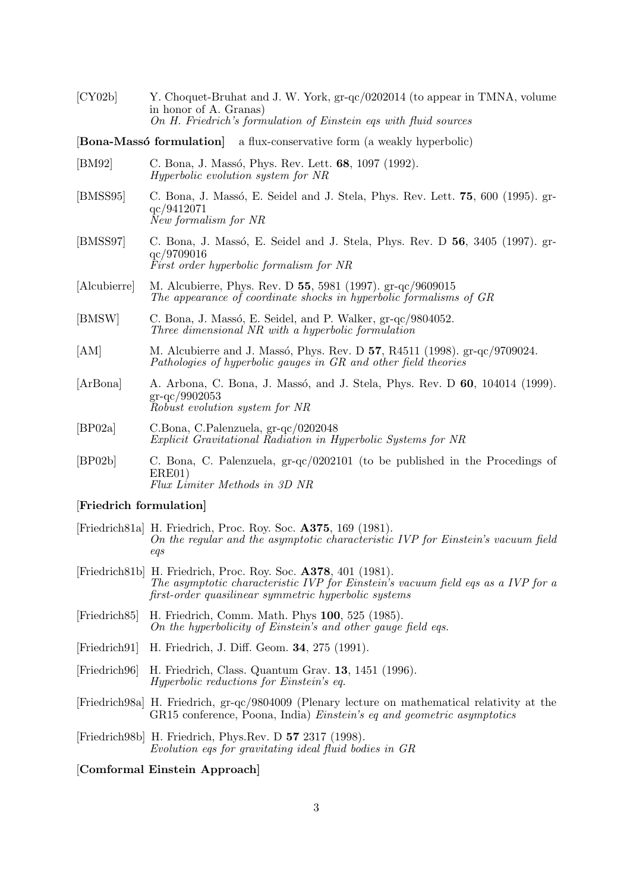[CY02b] Y. Choquet-Bruhat and J. W. York, gr-qc/0202014 (to appear in TMNA, volume in honor of A. Granas)
*On H. Friedrich's formulation of Einstein eqs with fluid sources*

[**Bona-Massó formulation**] a flux-conservative form (a weakly hyperbolic)

[BM92] C. Bona, J. Massó, Phys. Rev. Lett. **68**, 1097 (1992).
*Hyperbolic evolution system for NR*

[BMSS95] C. Bona, J. Massó, E. Seidel and J. Stela, Phys. Rev. Lett. **75**, 600 (1995). gr-qc/9412071
*New formalism for NR*

[BMSS97] C. Bona, J. Massó, E. Seidel and J. Stela, Phys. Rev. D **56**, 3405 (1997). gr-qc/9709016
*First order hyperbolic formalism for NR*

[Alcubierre] M. Alcubierre, Phys. Rev. D **55**, 5981 (1997). gr-qc/9609015
*The appearance of coordinate shocks in hyperbolic formalisms of GR*

[BMSW] C. Bona, J. Massó, E. Seidel, and P. Walker, gr-qc/9804052.
*Three dimensional NR with a hyperbolic formulation*

[AM] M. Alcubierre and J. Massó, Phys. Rev. D **57**, R4511 (1998). gr-qc/9709024.
*Pathologies of hyperbolic gauges in GR and other field theories*

[ArBona] A. Arbona, C. Bona, J. Massó, and J. Stela, Phys. Rev. D **60**, 104014 (1999). gr-qc/9902053
*Robust evolution system for NR*

[BP02a] C.Bona, C.Palenzuela, gr-qc/0202048
*Explicit Gravitational Radiation in Hyperbolic Systems for NR*

[BP02b] C. Bona, C. Palenzuela, gr-qc/0202101 (to be published in the Procedings of ERE01)
*Flux Limiter Methods in 3D NR*

[**Friedrich formulation**]

[Friedrich81a] H. Friedrich, Proc. Roy. Soc. **A375**, 169 (1981).
*On the regular and the asymptotic characteristic IVP for Einstein's vacuum field eqs*

[Friedrich81b] H. Friedrich, Proc. Roy. Soc. **A378**, 401 (1981).
*The asymptotic characteristic IVP for Einstein's vacuum field eqs as a IVP for a first-order quasilinear symmetric hyperbolic systems*

[Friedrich85] H. Friedrich, Comm. Math. Phys **100**, 525 (1985).
*On the hyperbolicity of Einstein's and other gauge field eqs.*

[Friedrich91] H. Friedrich, J. Diff. Geom. **34**, 275 (1991).

[Friedrich96] H. Friedrich, Class. Quantum Grav. **13**, 1451 (1996).
*Hyperbolic reductions for Einstein's eq.*

[Friedrich98a] H. Friedrich, gr-qc/9804009 (Plenary lecture on mathematical relativity at the GR15 conference, Poona, India) *Einstein's eq and geometric asymptotics*

[Friedrich98b] H. Friedrich, Phys.Rev. D **57** 2317 (1998).
*Evolution eqs for gravitating ideal fluid bodies in GR*

[**Comformal Einstein Approach**]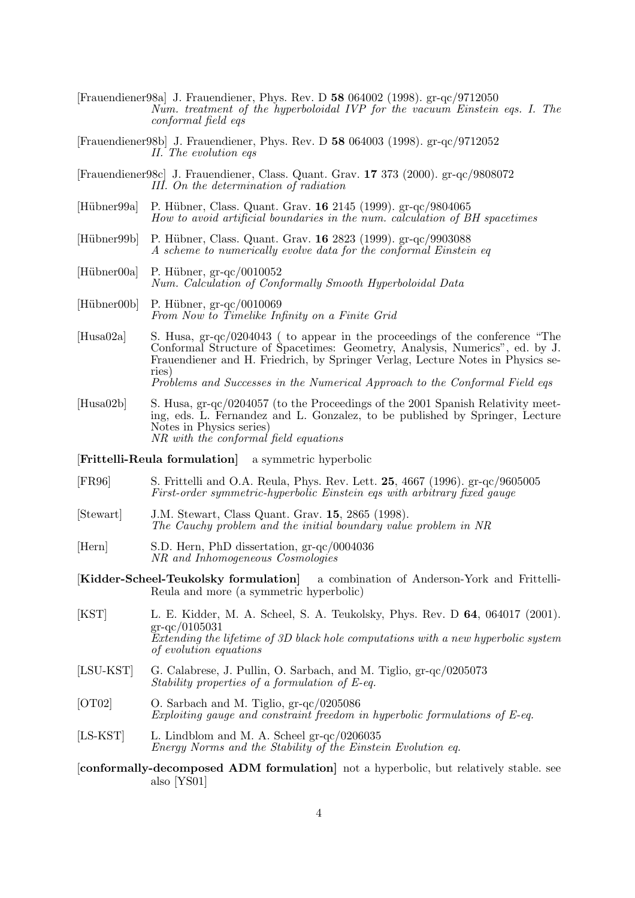[Frauendiener98a] J. Frauendiener, Phys. Rev. D **58** 064002 (1998). gr-qc/9712050
*Num. treatment of the hyperboloidal IVP for the vacuum Einstein eqs. I. The conformal field eqs*

[Frauendiener98b] J. Frauendiener, Phys. Rev. D **58** 064003 (1998). gr-qc/9712052
*II. The evolution eqs*

[Frauendiener98c] J. Frauendiener, Class. Quant. Grav. **17** 373 (2000). gr-qc/9808072
*III. On the determination of radiation*

[Hübner99a] P. Hübner, Class. Quant. Grav. **16** 2145 (1999). gr-qc/9804065
*How to avoid artificial boundaries in the num. calculation of BH spacetimes*

[Hübner99b] P. Hübner, Class. Quant. Grav. **16** 2823 (1999). gr-qc/9903088
*A scheme to numerically evolve data for the conformal Einstein eq*

[Hübner00a] P. Hübner, gr-qc/0010052
*Num. Calculation of Conformally Smooth Hyperboloidal Data*

[Hübner00b] P. Hübner, gr-qc/0010069
*From Now to Timelike Infinity on a Finite Grid*

[Husa02a] S. Husa, gr-qc/0204043 ( to appear in the proceedings of the conference "The Conformal Structure of Spacetimes: Geometry, Analysis, Numerics", ed. by J. Frauendiener and H. Friedrich, by Springer Verlag, Lecture Notes in Physics series)
*Problems and Successes in the Numerical Approach to the Conformal Field eqs*

[Husa02b] S. Husa, gr-qc/0204057 (to the Proceedings of the 2001 Spanish Relativity meeting, eds. L. Fernandez and L. Gonzalez, to be published by Springer, Lecture Notes in Physics series)
*NR with the conformal field equations*

[**Frittelli-Reula formulation**] a symmetric hyperbolic

[FR96] S. Frittelli and O.A. Reula, Phys. Rev. Lett. **25**, 4667 (1996). gr-qc/9605005
*First-order symmetric-hyperbolic Einstein eqs with arbitrary fixed gauge*

[Stewart] J.M. Stewart, Class Quant. Grav. **15**, 2865 (1998).
*The Cauchy problem and the initial boundary value problem in NR*

[Hern] S.D. Hern, PhD dissertation, gr-qc/0004036
*NR and Inhomogeneous Cosmologies*

[**Kidder-Scheel-Teukolsky formulation**] a combination of Anderson-York and Frittelli-Reula and more (a symmetric hyperbolic)

[KST] L. E. Kidder, M. A. Scheel, S. A. Teukolsky, Phys. Rev. D **64**, 064017 (2001). gr-qc/0105031
*Extending the lifetime of 3D black hole computations with a new hyperbolic system of evolution equations*

[LSU-KST] G. Calabrese, J. Pullin, O. Sarbach, and M. Tiglio, gr-qc/0205073
*Stability properties of a formulation of E-eq.*

[OT02] O. Sarbach and M. Tiglio, gr-qc/0205086
*Exploiting gauge and constraint freedom in hyperbolic formulations of E-eq.*

[LS-KST] L. Lindblom and M. A. Scheel gr-qc/0206035
*Energy Norms and the Stability of the Einstein Evolution eq.*

[**conformally-decomposed ADM formulation**] not a hyperbolic, but relatively stable. see also [YS01]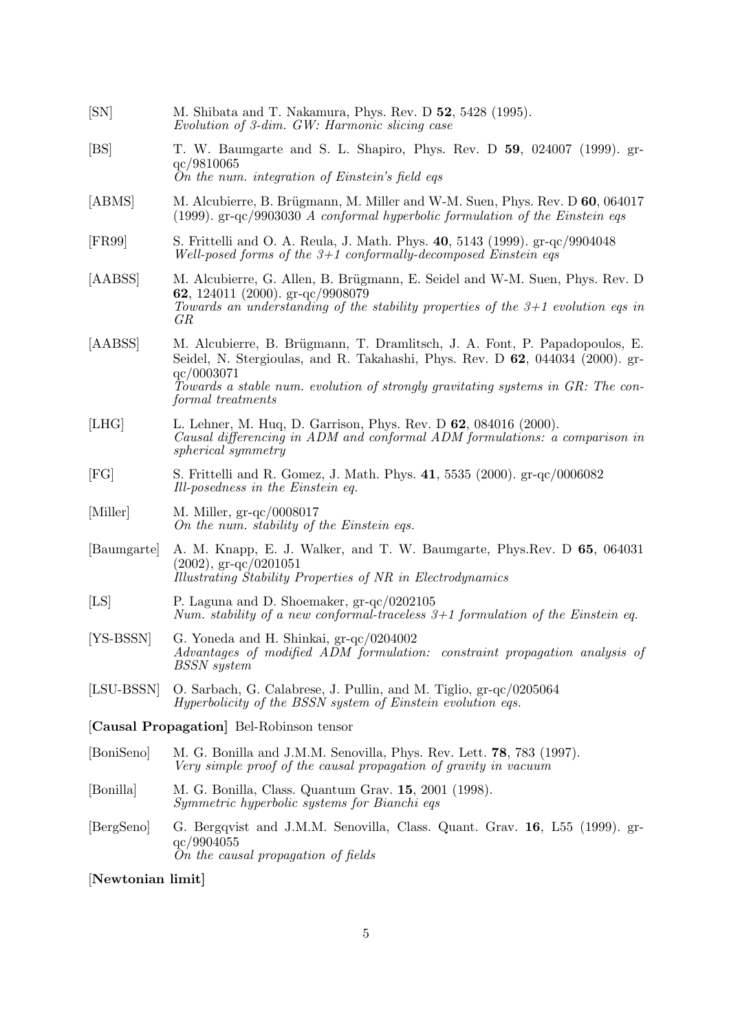[SN] M. Shibata and T. Nakamura, Phys. Rev. D **52**, 5428 (1995).
*Evolution of 3-dim. GW: Harmonic slicing case*

[BS] T. W. Baumgarte and S. L. Shapiro, Phys. Rev. D **59**, 024007 (1999). gr-qc/9810065
*On the num. integration of Einstein's field eqs*

[ABMS] M. Alcubierre, B. Brügmann, M. Miller and W-M. Suen, Phys. Rev. D **60**, 064017 (1999). gr-qc/9903030 *A conformal hyperbolic formulation of the Einstein eqs*

[FR99] S. Frittelli and O. A. Reula, J. Math. Phys. **40**, 5143 (1999). gr-qc/9904048
*Well-posed forms of the 3+1 conformally-decomposed Einstein eqs*

[AABSS] M. Alcubierre, G. Allen, B. Brügmann, E. Seidel and W-M. Suen, Phys. Rev. D **62**, 124011 (2000). gr-qc/9908079
*Towards an understanding of the stability properties of the 3+1 evolution eqs in GR*

[AABSS] M. Alcubierre, B. Brügmann, T. Dramlitsch, J. A. Font, P. Papadopoulos, E. Seidel, N. Stergioulas, and R. Takahashi, Phys. Rev. D **62**, 044034 (2000). gr-qc/0003071
*Towards a stable num. evolution of strongly gravitating systems in GR: The conformal treatments*

[LHG] L. Lehner, M. Huq, D. Garrison, Phys. Rev. D **62**, 084016 (2000).
*Causal differencing in ADM and conformal ADM formulations: a comparison in spherical symmetry*

[FG] S. Frittelli and R. Gomez, J. Math. Phys. **41**, 5535 (2000). gr-qc/0006082
*Ill-posedness in the Einstein eq.*

[Miller] M. Miller, gr-qc/0008017
*On the num. stability of the Einstein eqs.*

[Baumgarte] A. M. Knapp, E. J. Walker, and T. W. Baumgarte, Phys.Rev. D **65**, 064031 (2002), gr-qc/0201051
*Illustrating Stability Properties of NR in Electrodynamics*

[LS] P. Laguna and D. Shoemaker, gr-qc/0202105
*Num. stability of a new conformal-traceless 3+1 formulation of the Einstein eq.*

[YS-BSSN] G. Yoneda and H. Shinkai, gr-qc/0204002
*Advantages of modified ADM formulation: constraint propagation analysis of BSSN system*

[LSU-BSSN] O. Sarbach, G. Calabrese, J. Pullin, and M. Tiglio, gr-qc/0205064
*Hyperbolicity of the BSSN system of Einstein evolution eqs.*

[**Causal Propagation**] Bel-Robinson tensor

[BoniSeno] M. G. Bonilla and J.M.M. Senovilla, Phys. Rev. Lett. **78**, 783 (1997).
*Very simple proof of the causal propagation of gravity in vacuum*

[Bonilla] M. G. Bonilla, Class. Quantum Grav. **15**, 2001 (1998).
*Symmetric hyperbolic systems for Bianchi eqs*

[BergSeno] G. Bergqvist and J.M.M. Senovilla, Class. Quant. Grav. **16**, L55 (1999). gr-qc/9904055
*On the causal propagation of fields*

[**Newtonian limit**]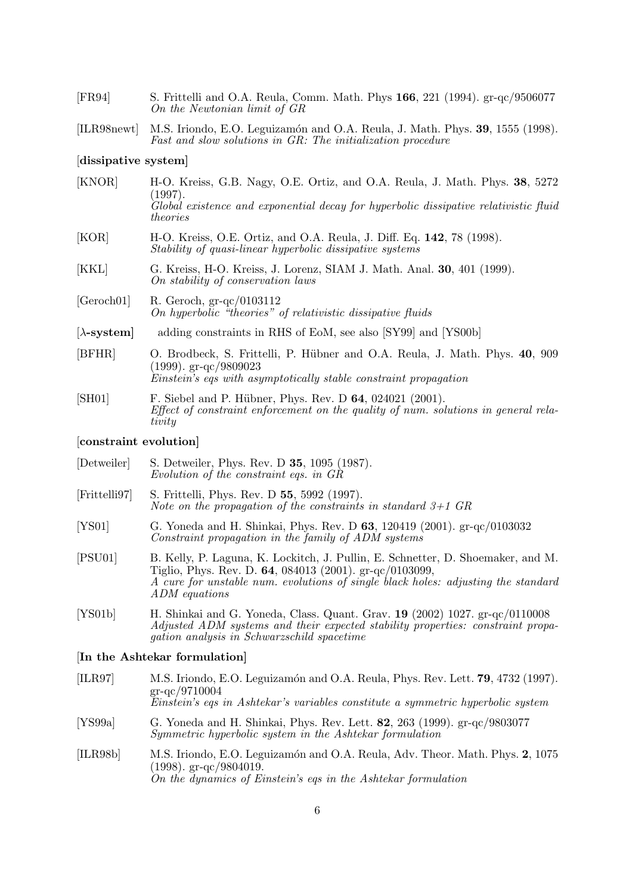[FR94] S. Frittelli and O.A. Reula, Comm. Math. Phys **166**, 221 (1994). gr-qc/9506077
*On the Newtonian limit of GR*

[ILR98newt] M.S. Iriondo, E.O. Leguizamón and O.A. Reula, J. Math. Phys. **39**, 1555 (1998).
*Fast and slow solutions in GR: The initialization procedure*

[**dissipative system**]

[KNOR] H-O. Kreiss, G.B. Nagy, O.E. Ortiz, and O.A. Reula, J. Math. Phys. **38**, 5272 (1997).
*Global existence and exponential decay for hyperbolic dissipative relativistic fluid theories*

[KOR] H-O. Kreiss, O.E. Ortiz, and O.A. Reula, J. Diff. Eq. **142**, 78 (1998).
*Stability of quasi-linear hyperbolic dissipative systems*

[KKL] G. Kreiss, H-O. Kreiss, J. Lorenz, SIAM J. Math. Anal. **30**, 401 (1999).
*On stability of conservation laws*

[Geroch01] R. Geroch, gr-qc/0103112
*On hyperbolic "theories" of relativistic dissipative fluids*

[**$\lambda$-system**] adding constraints in RHS of EoM, see also [SY99] and [YS00b]

[BFHR] O. Brodbeck, S. Frittelli, P. Hübner and O.A. Reula, J. Math. Phys. **40**, 909 (1999). gr-qc/9809023
*Einstein's eqs with asymptotically stable constraint propagation*

[SH01] F. Siebel and P. Hübner, Phys. Rev. D **64**, 024021 (2001).
*Effect of constraint enforcement on the quality of num. solutions in general relativity*

[**constraint evolution**]

[Detweiler] S. Detweiler, Phys. Rev. D **35**, 1095 (1987).
*Evolution of the constraint eqs. in GR*

[Frittelli97] S. Frittelli, Phys. Rev. D **55**, 5992 (1997).
*Note on the propagation of the constraints in standard 3+1 GR*

[YS01] G. Yoneda and H. Shinkai, Phys. Rev. D **63**, 120419 (2001). gr-qc/0103032
*Constraint propagation in the family of ADM systems*

[PSU01] B. Kelly, P. Laguna, K. Lockitch, J. Pullin, E. Schnetter, D. Shoemaker, and M. Tiglio, Phys. Rev. D. **64**, 084013 (2001). gr-qc/0103099,
*A cure for unstable num. evolutions of single black holes: adjusting the standard ADM equations*

[YS01b] H. Shinkai and G. Yoneda, Class. Quant. Grav. **19** (2002) 1027. gr-qc/0110008
*Adjusted ADM systems and their expected stability properties: constraint propagation analysis in Schwarzschild spacetime*

[**In the Ashtekar formulation**]

[ILR97] M.S. Iriondo, E.O. Leguizamón and O.A. Reula, Phys. Rev. Lett. **79**, 4732 (1997). gr-qc/9710004
*Einstein's eqs in Ashtekar's variables constitute a symmetric hyperbolic system*

[YS99a] G. Yoneda and H. Shinkai, Phys. Rev. Lett. **82**, 263 (1999). gr-qc/9803077
*Symmetric hyperbolic system in the Ashtekar formulation*

[ILR98b] M.S. Iriondo, E.O. Leguizamón and O.A. Reula, Adv. Theor. Math. Phys. **2**, 1075 (1998). gr-qc/9804019.
*On the dynamics of Einstein's eqs in the Ashtekar formulation*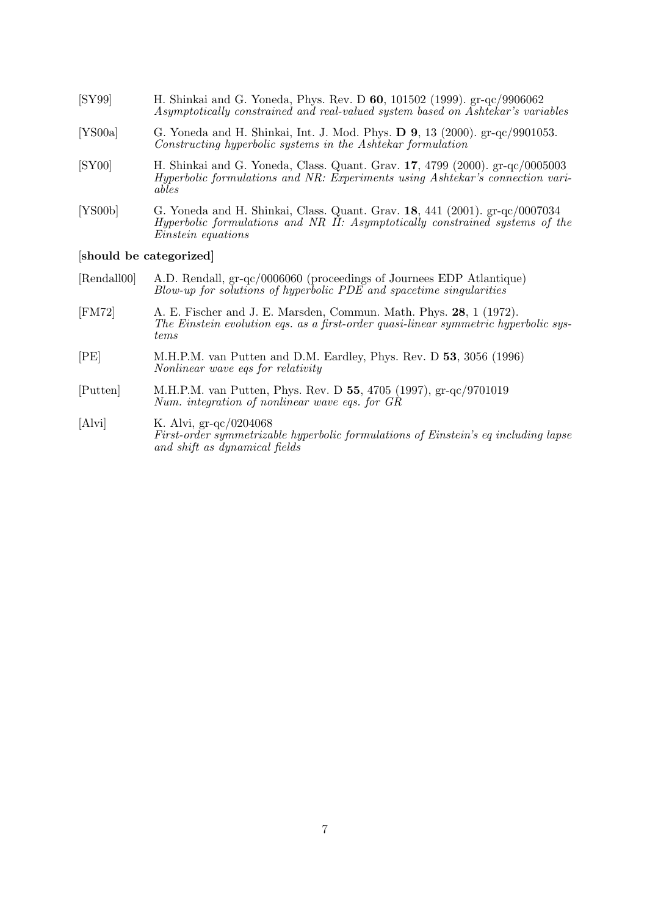[SY99] H. Shinkai and G. Yoneda, Phys. Rev. D **60**, 101502 (1999). gr-qc/9906062
*Asymptotically constrained and real-valued system based on Ashtekar's variables*

[YS00a] G. Yoneda and H. Shinkai, Int. J. Mod. Phys. **D 9**, 13 (2000). gr-qc/9901053.
*Constructing hyperbolic systems in the Ashtekar formulation*

[SY00] H. Shinkai and G. Yoneda, Class. Quant. Grav. **17**, 4799 (2000). gr-qc/0005003
*Hyperbolic formulations and NR: Experiments using Ashtekar's connection variables*

[YS00b] G. Yoneda and H. Shinkai, Class. Quant. Grav. **18**, 441 (2001). gr-qc/0007034
*Hyperbolic formulations and NR II: Asymptotically constrained systems of the Einstein equations*

### [should be categorized]

[Rendall00] A.D. Rendall, gr-qc/0006060 (proceedings of Journees EDP Atlantique)
*Blow-up for solutions of hyperbolic PDE and spacetime singularities*

[FM72] A. E. Fischer and J. E. Marsden, Commun. Math. Phys. **28**, 1 (1972).
*The Einstein evolution eqs. as a first-order quasi-linear symmetric hyperbolic systems*

[PE] M.H.P.M. van Putten and D.M. Eardley, Phys. Rev. D **53**, 3056 (1996)
*Nonlinear wave eqs for relativity*

[Putten] M.H.P.M. van Putten, Phys. Rev. D **55**, 4705 (1997), gr-qc/9701019
*Num. integration of nonlinear wave eqs. for GR*

[Alvi] K. Alvi, gr-qc/0204068
*First-order symmetrizable hyperbolic formulations of Einstein's eq including lapse and shift as dynamical fields*